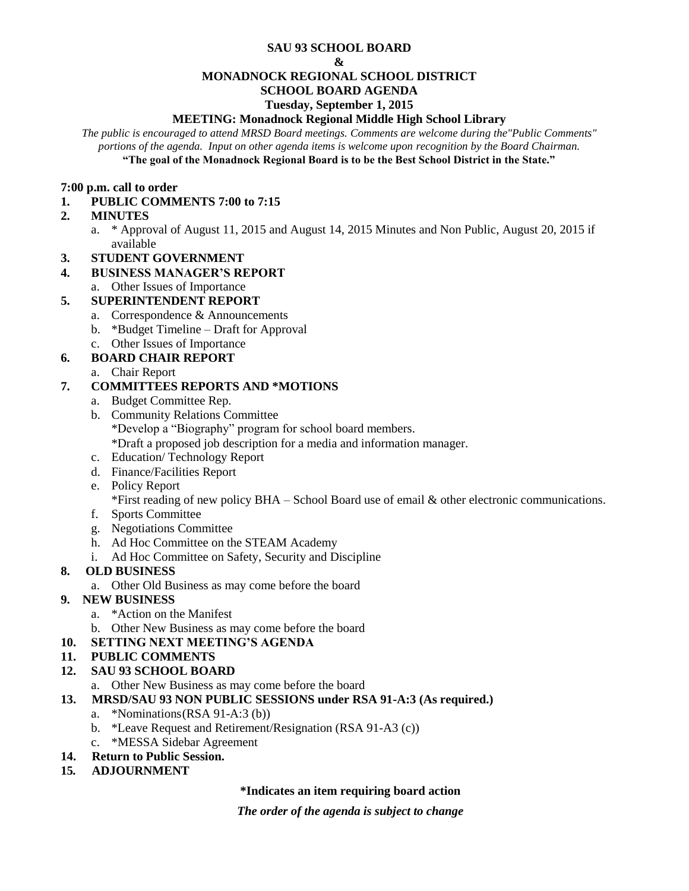**SAU 93 SCHOOL BOARD**

**&**

**MONADNOCK REGIONAL SCHOOL DISTRICT**

**SCHOOL BOARD AGENDA**

**Tuesday, September 1, 2015**

**MEETING: Monadnock Regional Middle High School Library**

*The public is encouraged to attend MRSD Board meetings. Comments are welcome during the"Public Comments" portions of the agenda. Input on other agenda items is welcome upon recognition by the Board Chairman.*

**"The goal of the Monadnock Regional Board is to be the Best School District in the State."**

**7:00 p.m. call to order**

1. **PUBLIC COMMENTS 7:00 to 7:15**
2. **MINUTES**
   a. * Approval of August 11, 2015 and August 14, 2015 Minutes and Non Public, August 20, 2015 if available
3. **STUDENT GOVERNMENT**
4. **BUSINESS MANAGER'S REPORT**
   a. Other Issues of Importance
5. **SUPERINTENDENT REPORT**
   a. Correspondence & Announcements
   b. *Budget Timeline – Draft for Approval
   c. Other Issues of Importance
6. **BOARD CHAIR REPORT**
   a. Chair Report
7. **COMMITTEES REPORTS AND *MOTIONS**
   a. Budget Committee Rep.
   b. Community Relations Committee
      *Develop a "Biography" program for school board members.
      *Draft a proposed job description for a media and information manager.
   c. Education/ Technology Report
   d. Finance/Facilities Report
   e. Policy Report
      *First reading of new policy BHA – School Board use of email & other electronic communications.
   f. Sports Committee
   g. Negotiations Committee
   h. Ad Hoc Committee on the STEAM Academy
   i. Ad Hoc Committee on Safety, Security and Discipline
8. **OLD BUSINESS**
   a. Other Old Business as may come before the board
9. **NEW BUSINESS**
   a. *Action on the Manifest
   b. Other New Business as may come before the board
10. **SETTING NEXT MEETING'S AGENDA**
11. **PUBLIC COMMENTS**
12. **SAU 93 SCHOOL BOARD**
    a. Other New Business as may come before the board
13. **MRSD/SAU 93 NON PUBLIC SESSIONS under RSA 91-A:3 (As required.)**
    a. *Nominations(RSA 91-A:3 (b))
    b. *Leave Request and Retirement/Resignation (RSA 91-A3 (c))
    c. *MESSA Sidebar Agreement
14. **Return to Public Session.**
15. **ADJOURNMENT**

**\*Indicates an item requiring board action**

***The order of the agenda is subject to change***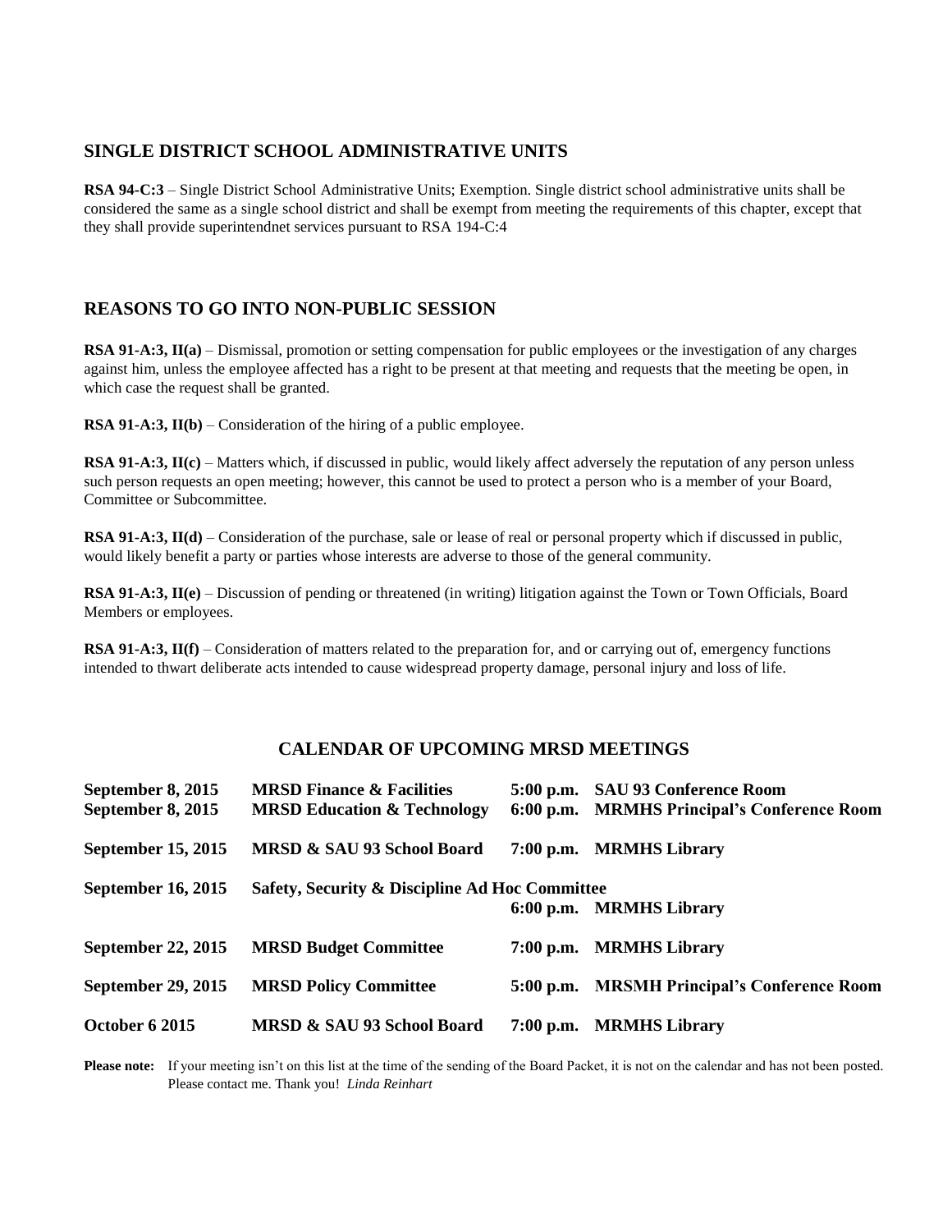## SINGLE DISTRICT SCHOOL ADMINISTRATIVE UNITS

**RSA 94-C:3** – Single District School Administrative Units; Exemption. Single district school administrative units shall be considered the same as a single school district and shall be exempt from meeting the requirements of this chapter, except that they shall provide superintendnet services pursuant to RSA 194-C:4

## REASONS TO GO INTO NON-PUBLIC SESSION

**RSA 91-A:3, II(a)** – Dismissal, promotion or setting compensation for public employees or the investigation of any charges against him, unless the employee affected has a right to be present at that meeting and requests that the meeting be open, in which case the request shall be granted.

**RSA 91-A:3, II(b)** – Consideration of the hiring of a public employee.

**RSA 91-A:3, II(c)** – Matters which, if discussed in public, would likely affect adversely the reputation of any person unless such person requests an open meeting; however, this cannot be used to protect a person who is a member of your Board, Committee or Subcommittee.

**RSA 91-A:3, II(d)** – Consideration of the purchase, sale or lease of real or personal property which if discussed in public, would likely benefit a party or parties whose interests are adverse to those of the general community.

**RSA 91-A:3, II(e)** – Discussion of pending or threatened (in writing) litigation against the Town or Town Officials, Board Members or employees.

**RSA 91-A:3, II(f)** – Consideration of matters related to the preparation for, and or carrying out of, emergency functions intended to thwart deliberate acts intended to cause widespread property damage, personal injury and loss of life.

## CALENDAR OF UPCOMING MRSD MEETINGS

| | | | |
|---|---|---|---|
| **September 8, 2015** | **MRSD Finance & Facilities** | **5:00 p.m.** | **SAU 93 Conference Room** |
| **September 8, 2015** | **MRSD Education & Technology** | **6:00 p.m.** | **MRMHS Principal's Conference Room** |
| **September 15, 2015** | **MRSD & SAU 93 School Board** | **7:00 p.m.** | **MRMHS Library** |
| **September 16, 2015** | **Safety, Security & Discipline Ad Hoc Committee** | **6:00 p.m.** | **MRMHS Library** |
| **September 22, 2015** | **MRSD Budget Committee** | **7:00 p.m.** | **MRMHS Library** |
| **September 29, 2015** | **MRSD Policy Committee** | **5:00 p.m.** | **MRSMH Principal's Conference Room** |
| **October 6 2015** | **MRSD & SAU 93 School Board** | **7:00 p.m.** | **MRMHS Library** |

**Please note:** If your meeting isn't on this list at the time of the sending of the Board Packet, it is not on the calendar and has not been posted. Please contact me. Thank you! *Linda Reinhart*